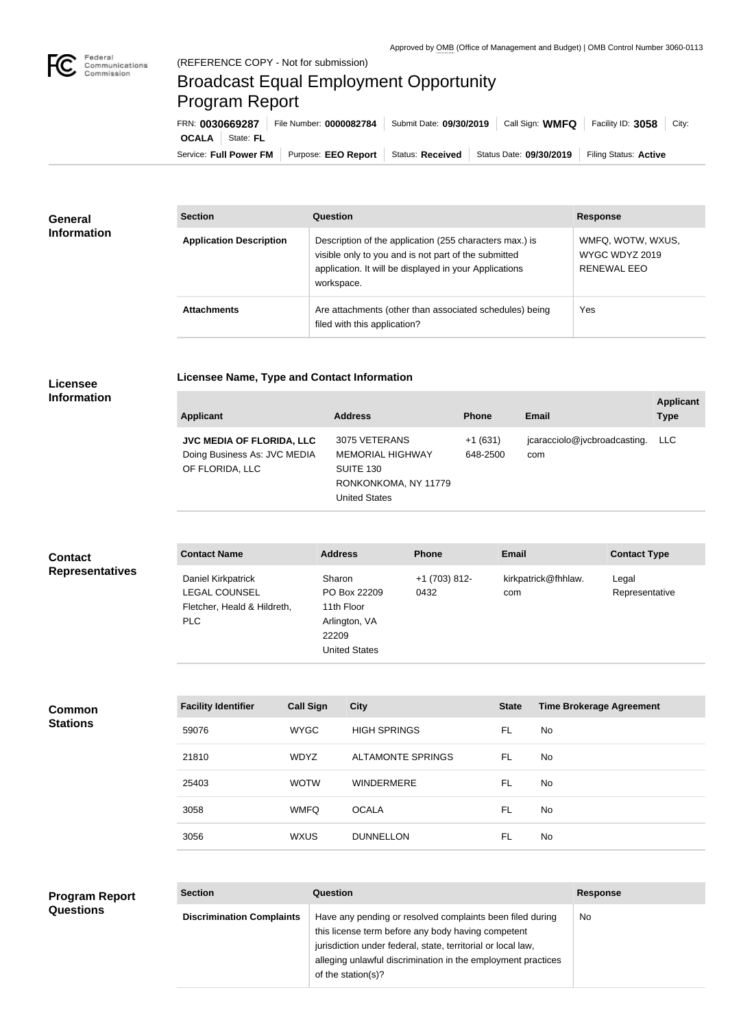Approved by OMB (Office of Management and Budget) | OMB Control Number 3060-0113

Federal Communications Commission

(REFERENCE COPY - Not for submission)

# Broadcast Equal Employment Opportunity Program Report

FRN: **0030669287** | File Number: **0000082784** | Submit Date: **09/30/2019** | Call Sign: **WMFQ** | Facility ID: **3058** | City: **OCALA** | State: **FL**

Service: **Full Power FM** | Purpose: **EEO Report** | Status: **Received** | Status Date: **09/30/2019** | Filing Status: **Active**

## General Information

| Section | Question | Response |
| --- | --- | --- |
| **Application Description** | Description of the application (255 characters max.) is visible only to you and is not part of the submitted application. It will be displayed in your Applications workspace. | WMFQ, WOTW, WXUS, WYGC WDYZ 2019 RENEWAL EEO |
| **Attachments** | Are attachments (other than associated schedules) being filed with this application? | Yes |

## Licensee Information

### Licensee Name, Type and Contact Information

| Applicant | Address | Phone | Email | Applicant Type |
| --- | --- | --- | --- | --- |
| **JVC MEDIA OF FLORIDA, LLC** Doing Business As: JVC MEDIA OF FLORIDA, LLC | 3075 VETERANS MEMORIAL HIGHWAY SUITE 130 RONKONKOMA, NY 11779 United States | +1 (631) 648-2500 | jcaracciolo@jvcbroadcasting.com | LLC |

## Contact Representatives

| Contact Name | Address | Phone | Email | Contact Type |
| --- | --- | --- | --- | --- |
| Daniel Kirkpatrick LEGAL COUNSEL Fletcher, Heald & Hildreth, PLC | Sharon PO Box 22209 11th Floor Arlington, VA 22209 United States | +1 (703) 812-0432 | kirkpatrick@fhhlaw.com | Legal Representative |

## Common Stations

| Facility Identifier | Call Sign | City | State | Time Brokerage Agreement |
| --- | --- | --- | --- | --- |
| 59076 | WYGC | HIGH SPRINGS | FL | No |
| 21810 | WDYZ | ALTAMONTE SPRINGS | FL | No |
| 25403 | WOTW | WINDERMERE | FL | No |
| 3058 | WMFQ | OCALA | FL | No |
| 3056 | WXUS | DUNNELLON | FL | No |

## Program Report Questions

| Section | Question | Response |
| --- | --- | --- |
| **Discrimination Complaints** | Have any pending or resolved complaints been filed during this license term before any body having competent jurisdiction under federal, state, territorial or local law, alleging unlawful discrimination in the employment practices of the station(s)? | No |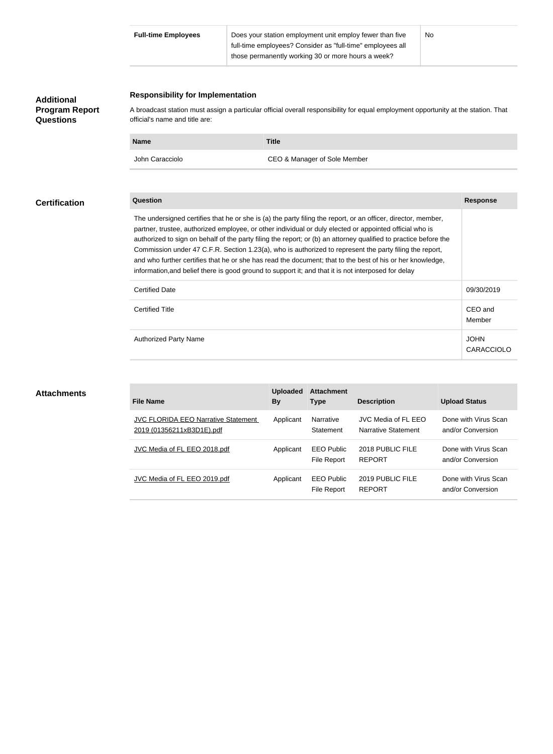| | | |
|---|---|---|
| **Full-time Employees** | Does your station employment unit employ fewer than five full-time employees? Consider as "full-time" employees all those permanently working 30 or more hours a week? | No |

## Additional Program Report Questions

### Responsibility for Implementation

A broadcast station must assign a particular official overall responsibility for equal employment opportunity at the station. That official's name and title are:

| Name | Title |
|---|---|
| John Caracciolo | CEO & Manager of Sole Member |

## Certification

| Question | Response |
|---|---|
| The undersigned certifies that he or she is (a) the party filing the report, or an officer, director, member, partner, trustee, authorized employee, or other individual or duly elected or appointed official who is authorized to sign on behalf of the party filing the report; or (b) an attorney qualified to practice before the Commission under 47 C.F.R. Section 1.23(a), who is authorized to represent the party filing the report, and who further certifies that he or she has read the document; that to the best of his or her knowledge, information,and belief there is good ground to support it; and that it is not interposed for delay | |
| Certified Date | 09/30/2019 |
| Certified Title | CEO and Member |
| Authorized Party Name | JOHN CARACCIOLO |

## Attachments

| File Name | Uploaded By | Attachment Type | Description | Upload Status |
|---|---|---|---|---|
| JVC FLORIDA EEO Narrative Statement 2019 (01356211xB3D1E).pdf | Applicant | Narrative Statement | JVC Media of FL EEO Narrative Statement | Done with Virus Scan and/or Conversion |
| JVC Media of FL EEO 2018.pdf | Applicant | EEO Public File Report | 2018 PUBLIC FILE REPORT | Done with Virus Scan and/or Conversion |
| JVC Media of FL EEO 2019.pdf | Applicant | EEO Public File Report | 2019 PUBLIC FILE REPORT | Done with Virus Scan and/or Conversion |